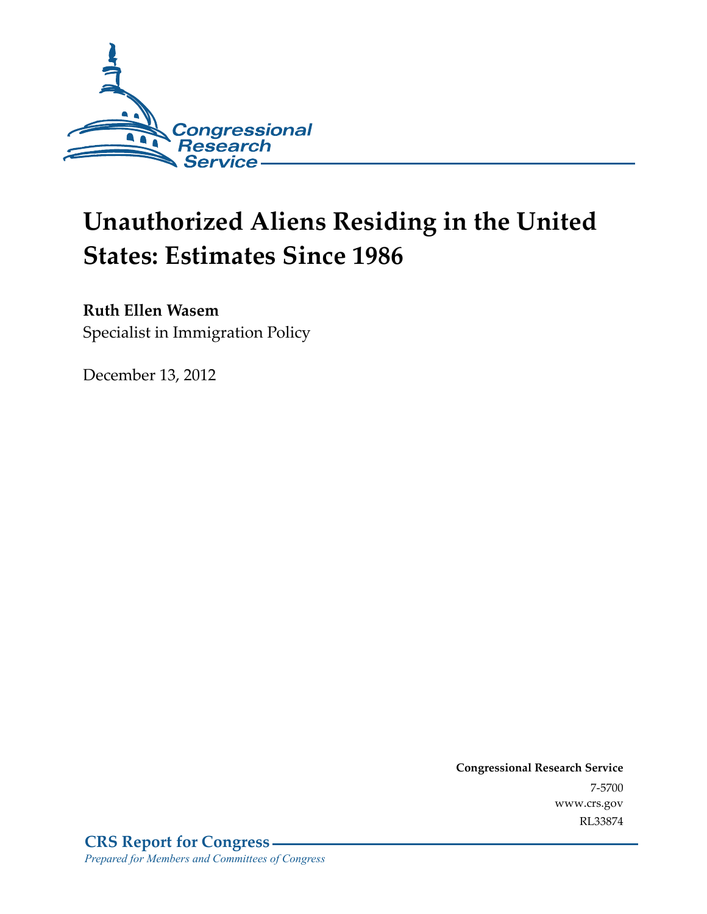Congressional Research Service

# Unauthorized Aliens Residing in the United States: Estimates Since 1986

**Ruth Ellen Wasem**
Specialist in Immigration Policy

December 13, 2012

**Congressional Research Service**
7-5700
www.crs.gov
RL33874

**CRS Report for Congress**
*Prepared for Members and Committees of Congress*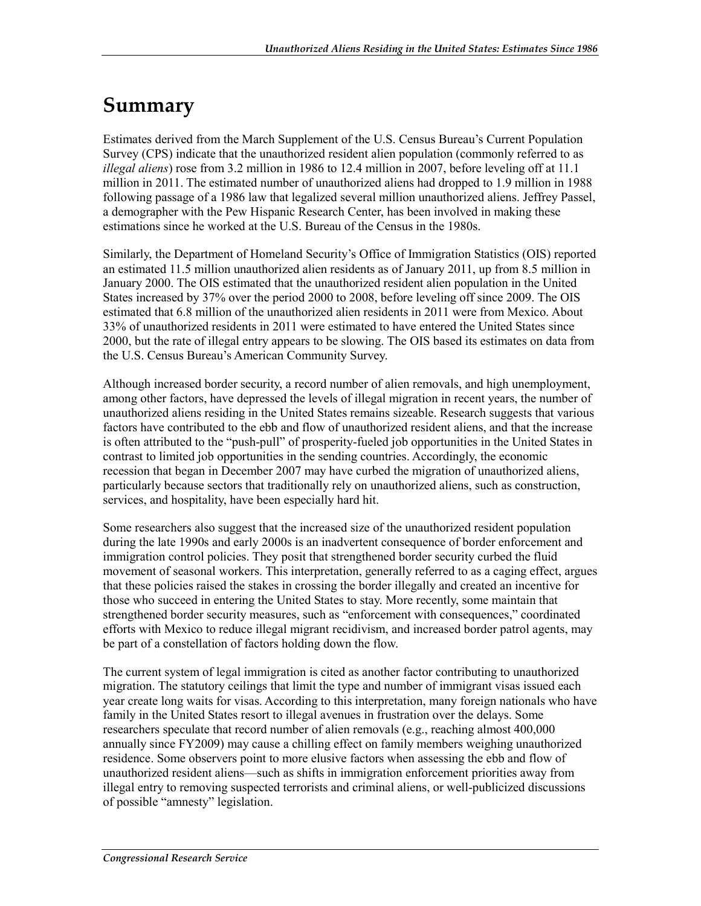# Summary

Estimates derived from the March Supplement of the U.S. Census Bureau's Current Population Survey (CPS) indicate that the unauthorized resident alien population (commonly referred to as *illegal aliens*) rose from 3.2 million in 1986 to 12.4 million in 2007, before leveling off at 11.1 million in 2011. The estimated number of unauthorized aliens had dropped to 1.9 million in 1988 following passage of a 1986 law that legalized several million unauthorized aliens. Jeffrey Passel, a demographer with the Pew Hispanic Research Center, has been involved in making these estimations since he worked at the U.S. Bureau of the Census in the 1980s.

Similarly, the Department of Homeland Security's Office of Immigration Statistics (OIS) reported an estimated 11.5 million unauthorized alien residents as of January 2011, up from 8.5 million in January 2000. The OIS estimated that the unauthorized resident alien population in the United States increased by 37% over the period 2000 to 2008, before leveling off since 2009. The OIS estimated that 6.8 million of the unauthorized alien residents in 2011 were from Mexico. About 33% of unauthorized residents in 2011 were estimated to have entered the United States since 2000, but the rate of illegal entry appears to be slowing. The OIS based its estimates on data from the U.S. Census Bureau's American Community Survey.

Although increased border security, a record number of alien removals, and high unemployment, among other factors, have depressed the levels of illegal migration in recent years, the number of unauthorized aliens residing in the United States remains sizeable. Research suggests that various factors have contributed to the ebb and flow of unauthorized resident aliens, and that the increase is often attributed to the "push-pull" of prosperity-fueled job opportunities in the United States in contrast to limited job opportunities in the sending countries. Accordingly, the economic recession that began in December 2007 may have curbed the migration of unauthorized aliens, particularly because sectors that traditionally rely on unauthorized aliens, such as construction, services, and hospitality, have been especially hard hit.

Some researchers also suggest that the increased size of the unauthorized resident population during the late 1990s and early 2000s is an inadvertent consequence of border enforcement and immigration control policies. They posit that strengthened border security curbed the fluid movement of seasonal workers. This interpretation, generally referred to as a caging effect, argues that these policies raised the stakes in crossing the border illegally and created an incentive for those who succeed in entering the United States to stay. More recently, some maintain that strengthened border security measures, such as "enforcement with consequences," coordinated efforts with Mexico to reduce illegal migrant recidivism, and increased border patrol agents, may be part of a constellation of factors holding down the flow.

The current system of legal immigration is cited as another factor contributing to unauthorized migration. The statutory ceilings that limit the type and number of immigrant visas issued each year create long waits for visas. According to this interpretation, many foreign nationals who have family in the United States resort to illegal avenues in frustration over the delays. Some researchers speculate that record number of alien removals (e.g., reaching almost 400,000 annually since FY2009) may cause a chilling effect on family members weighing unauthorized residence. Some observers point to more elusive factors when assessing the ebb and flow of unauthorized resident aliens—such as shifts in immigration enforcement priorities away from illegal entry to removing suspected terrorists and criminal aliens, or well-publicized discussions of possible "amnesty" legislation.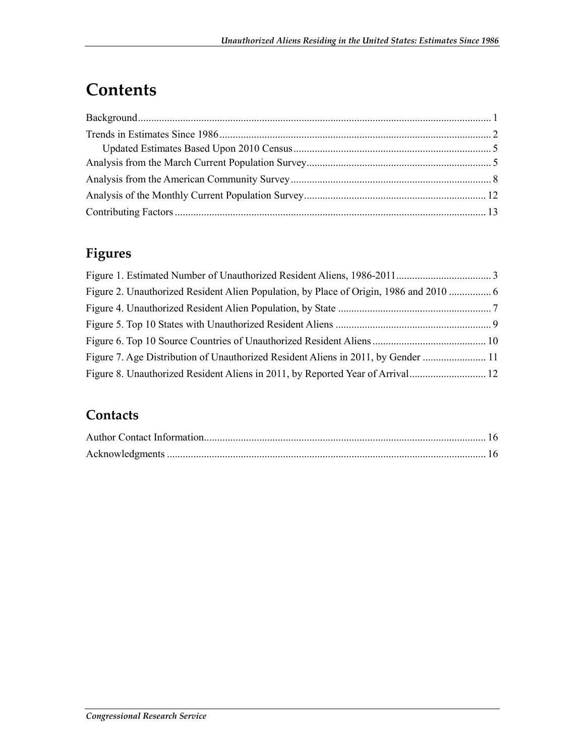# Contents

Background ........................................................................................................................................ 1
Trends in Estimates Since 1986 ......................................................................................................... 2
    Updated Estimates Based Upon 2010 Census ............................................................................ 5
Analysis from the March Current Population Survey ....................................................................... 5
Analysis from the American Community Survey ............................................................................. 8
Analysis of the Monthly Current Population Survey ....................................................................... 12
Contributing Factors ......................................................................................................................... 13

## Figures

Figure 1. Estimated Number of Unauthorized Resident Aliens, 1986-2011 ..................................... 3
Figure 2. Unauthorized Resident Alien Population, by Place of Origin, 1986 and 2010 ................. 6
Figure 4. Unauthorized Resident Alien Population, by State ........................................................... 7
Figure 5. Top 10 States with Unauthorized Resident Aliens ............................................................ 9
Figure 6. Top 10 Source Countries of Unauthorized Resident Aliens ............................................ 10
Figure 7. Age Distribution of Unauthorized Resident Aliens in 2011, by Gender ......................... 11
Figure 8. Unauthorized Resident Aliens in 2011, by Reported Year of Arrival ............................. 12

## Contacts

Author Contact Information ........................................................................................................... 16
Acknowledgments ......................................................................................................................... 16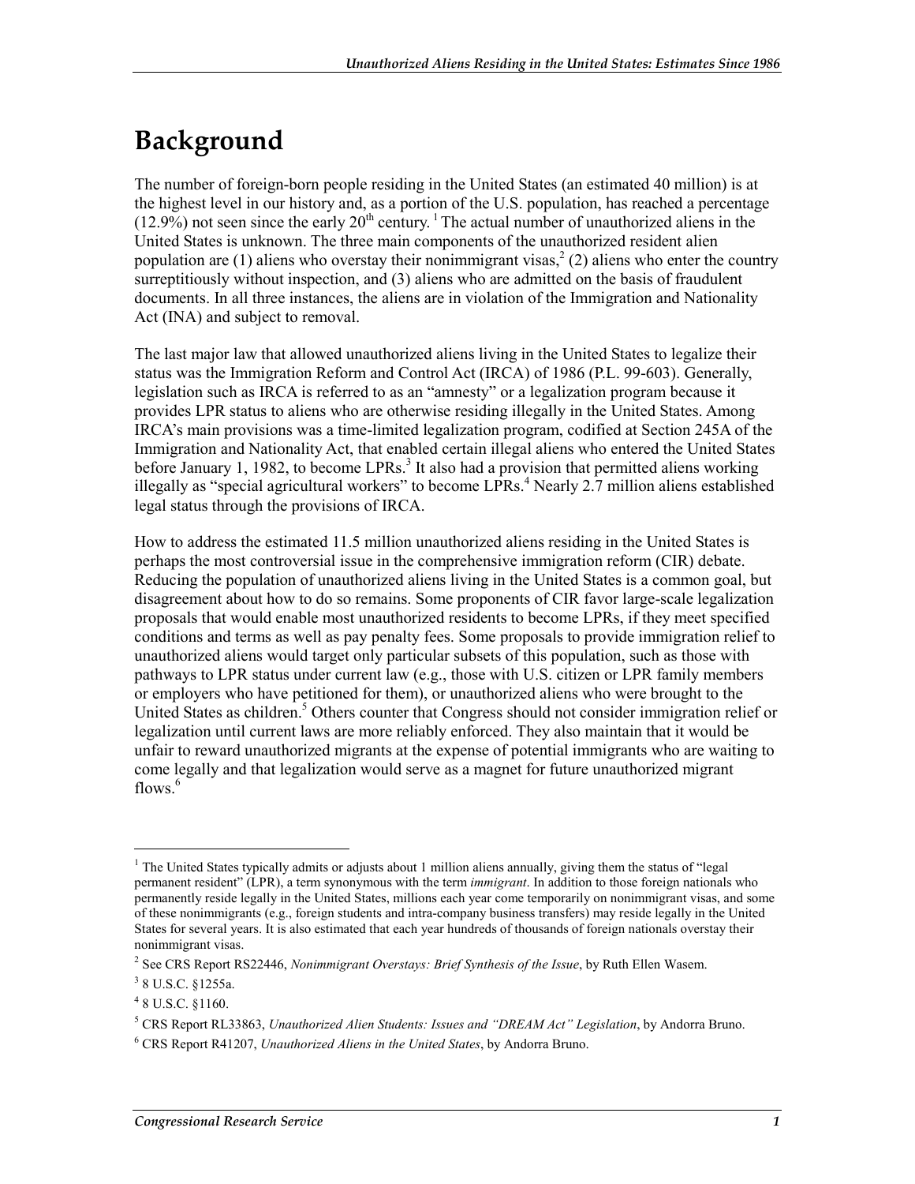# Background

The number of foreign-born people residing in the United States (an estimated 40 million) is at the highest level in our history and, as a portion of the U.S. population, has reached a percentage (12.9%) not seen since the early 20th century.[1] The actual number of unauthorized aliens in the United States is unknown. The three main components of the unauthorized resident alien population are (1) aliens who overstay their nonimmigrant visas,[2] (2) aliens who enter the country surreptitiously without inspection, and (3) aliens who are admitted on the basis of fraudulent documents. In all three instances, the aliens are in violation of the Immigration and Nationality Act (INA) and subject to removal.

The last major law that allowed unauthorized aliens living in the United States to legalize their status was the Immigration Reform and Control Act (IRCA) of 1986 (P.L. 99-603). Generally, legislation such as IRCA is referred to as an "amnesty" or a legalization program because it provides LPR status to aliens who are otherwise residing illegally in the United States. Among IRCA's main provisions was a time-limited legalization program, codified at Section 245A of the Immigration and Nationality Act, that enabled certain illegal aliens who entered the United States before January 1, 1982, to become LPRs.[3] It also had a provision that permitted aliens working illegally as "special agricultural workers" to become LPRs.[4] Nearly 2.7 million aliens established legal status through the provisions of IRCA.

How to address the estimated 11.5 million unauthorized aliens residing in the United States is perhaps the most controversial issue in the comprehensive immigration reform (CIR) debate. Reducing the population of unauthorized aliens living in the United States is a common goal, but disagreement about how to do so remains. Some proponents of CIR favor large-scale legalization proposals that would enable most unauthorized residents to become LPRs, if they meet specified conditions and terms as well as pay penalty fees. Some proposals to provide immigration relief to unauthorized aliens would target only particular subsets of this population, such as those with pathways to LPR status under current law (e.g., those with U.S. citizen or LPR family members or employers who have petitioned for them), or unauthorized aliens who were brought to the United States as children.[5] Others counter that Congress should not consider immigration relief or legalization until current laws are more reliably enforced. They also maintain that it would be unfair to reward unauthorized migrants at the expense of potential immigrants who are waiting to come legally and that legalization would serve as a magnet for future unauthorized migrant flows.[6]

---

[1] The United States typically admits or adjusts about 1 million aliens annually, giving them the status of "legal permanent resident" (LPR), a term synonymous with the term *immigrant*. In addition to those foreign nationals who permanently reside legally in the United States, millions each year come temporarily on nonimmigrant visas, and some of these nonimmigrants (e.g., foreign students and intra-company business transfers) may reside legally in the United States for several years. It is also estimated that each year hundreds of thousands of foreign nationals overstay their nonimmigrant visas.

[2] See CRS Report RS22446, *Nonimmigrant Overstays: Brief Synthesis of the Issue*, by Ruth Ellen Wasem.

[3] 8 U.S.C. §1255a.

[4] 8 U.S.C. §1160.

[5] CRS Report RL33863, *Unauthorized Alien Students: Issues and "DREAM Act" Legislation*, by Andorra Bruno.

[6] CRS Report R41207, *Unauthorized Aliens in the United States*, by Andorra Bruno.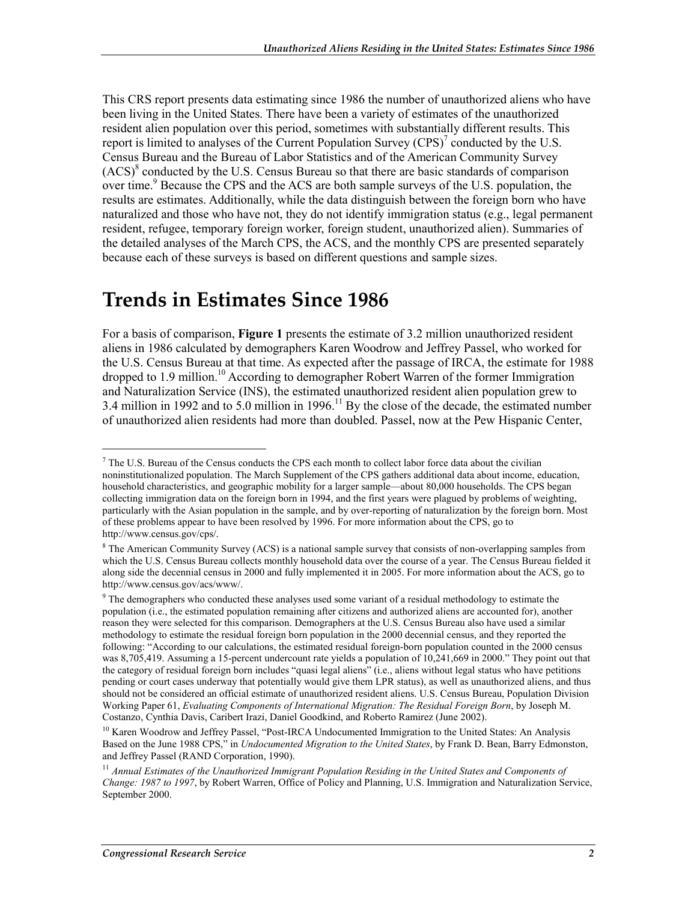This CRS report presents data estimating since 1986 the number of unauthorized aliens who have been living in the United States. There have been a variety of estimates of the unauthorized resident alien population over this period, sometimes with substantially different results. This report is limited to analyses of the Current Population Survey (CPS)[7] conducted by the U.S. Census Bureau and the Bureau of Labor Statistics and of the American Community Survey (ACS)[8] conducted by the U.S. Census Bureau so that there are basic standards of comparison over time.[9] Because the CPS and the ACS are both sample surveys of the U.S. population, the results are estimates. Additionally, while the data distinguish between the foreign born who have naturalized and those who have not, they do not identify immigration status (e.g., legal permanent resident, refugee, temporary foreign worker, foreign student, unauthorized alien). Summaries of the detailed analyses of the March CPS, the ACS, and the monthly CPS are presented separately because each of these surveys is based on different questions and sample sizes.

# Trends in Estimates Since 1986

For a basis of comparison, **Figure 1** presents the estimate of 3.2 million unauthorized resident aliens in 1986 calculated by demographers Karen Woodrow and Jeffrey Passel, who worked for the U.S. Census Bureau at that time. As expected after the passage of IRCA, the estimate for 1988 dropped to 1.9 million.[10] According to demographer Robert Warren of the former Immigration and Naturalization Service (INS), the estimated unauthorized resident alien population grew to 3.4 million in 1992 and to 5.0 million in 1996.[11] By the close of the decade, the estimated number of unauthorized alien residents had more than doubled. Passel, now at the Pew Hispanic Center,

---

[7] The U.S. Bureau of the Census conducts the CPS each month to collect labor force data about the civilian noninstitutionalized population. The March Supplement of the CPS gathers additional data about income, education, household characteristics, and geographic mobility for a larger sample—about 80,000 households. The CPS began collecting immigration data on the foreign born in 1994, and the first years were plagued by problems of weighting, particularly with the Asian population in the sample, and by over-reporting of naturalization by the foreign born. Most of these problems appear to have been resolved by 1996. For more information about the CPS, go to http://www.census.gov/cps/.

[8] The American Community Survey (ACS) is a national sample survey that consists of non-overlapping samples from which the U.S. Census Bureau collects monthly household data over the course of a year. The Census Bureau fielded it along side the decennial census in 2000 and fully implemented it in 2005. For more information about the ACS, go to http://www.census.gov/acs/www/.

[9] The demographers who conducted these analyses used some variant of a residual methodology to estimate the population (i.e., the estimated population remaining after citizens and authorized aliens are accounted for), another reason they were selected for this comparison. Demographers at the U.S. Census Bureau also have used a similar methodology to estimate the residual foreign born population in the 2000 decennial census, and they reported the following: "According to our calculations, the estimated residual foreign-born population counted in the 2000 census was 8,705,419. Assuming a 15-percent undercount rate yields a population of 10,241,669 in 2000." They point out that the category of residual foreign born includes "quasi legal aliens" (i.e., aliens without legal status who have petitions pending or court cases underway that potentially would give them LPR status), as well as unauthorized aliens, and thus should not be considered an official estimate of unauthorized resident aliens. U.S. Census Bureau, Population Division Working Paper 61, *Evaluating Components of International Migration: The Residual Foreign Born*, by Joseph M. Costanzo, Cynthia Davis, Caribert Irazi, Daniel Goodkind, and Roberto Ramirez (June 2002).

[10] Karen Woodrow and Jeffrey Passel, "Post-IRCA Undocumented Immigration to the United States: An Analysis Based on the June 1988 CPS," in *Undocumented Migration to the United States*, by Frank D. Bean, Barry Edmonston, and Jeffrey Passel (RAND Corporation, 1990).

[11] *Annual Estimates of the Unauthorized Immigrant Population Residing in the United States and Components of Change: 1987 to 1997*, by Robert Warren, Office of Policy and Planning, U.S. Immigration and Naturalization Service, September 2000.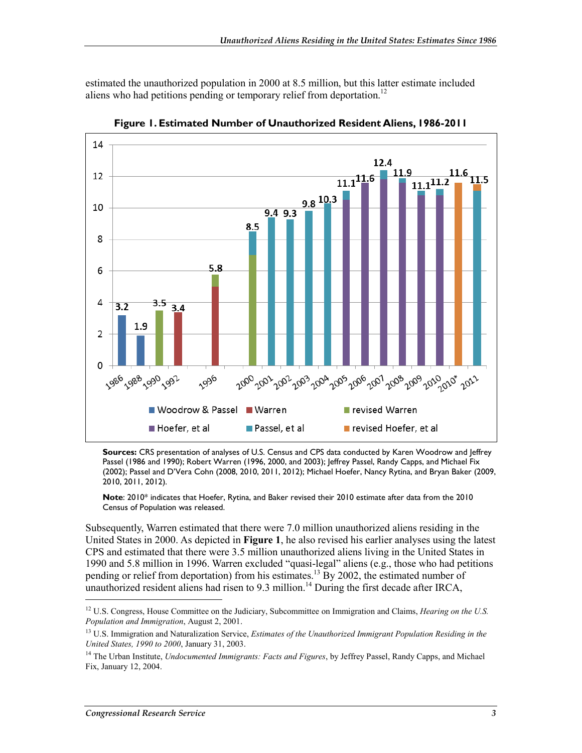estimated the unauthorized population in 2000 at 8.5 million, but this latter estimate included aliens who had petitions pending or temporary relief from deportation.[12]

**Figure 1. Estimated Number of Unauthorized Resident Aliens, 1986-2011**

**Sources:** CRS presentation of analyses of U.S. Census and CPS data conducted by Karen Woodrow and Jeffrey Passel (1986 and 1990); Robert Warren (1996, 2000, and 2003); Jeffrey Passel, Randy Capps, and Michael Fix (2002); Passel and D'Vera Cohn (2008, 2010, 2011, 2012); Michael Hoefer, Nancy Rytina, and Bryan Baker (2009, 2010, 2011, 2012).

**Note**: 2010* indicates that Hoefer, Rytina, and Baker revised their 2010 estimate after data from the 2010 Census of Population was released.

Subsequently, Warren estimated that there were 7.0 million unauthorized aliens residing in the United States in 2000. As depicted in **Figure 1**, he also revised his earlier analyses using the latest CPS and estimated that there were 3.5 million unauthorized aliens living in the United States in 1990 and 5.8 million in 1996. Warren excluded "quasi-legal" aliens (e.g., those who had petitions pending or relief from deportation) from his estimates.[13] By 2002, the estimated number of unauthorized resident aliens had risen to 9.3 million.[14] During the first decade after IRCA,

---

[12] U.S. Congress, House Committee on the Judiciary, Subcommittee on Immigration and Claims, *Hearing on the U.S. Population and Immigration*, August 2, 2001.

[13] U.S. Immigration and Naturalization Service, *Estimates of the Unauthorized Immigrant Population Residing in the United States, 1990 to 2000*, January 31, 2003.

[14] The Urban Institute, *Undocumented Immigrants: Facts and Figures*, by Jeffrey Passel, Randy Capps, and Michael Fix, January 12, 2004.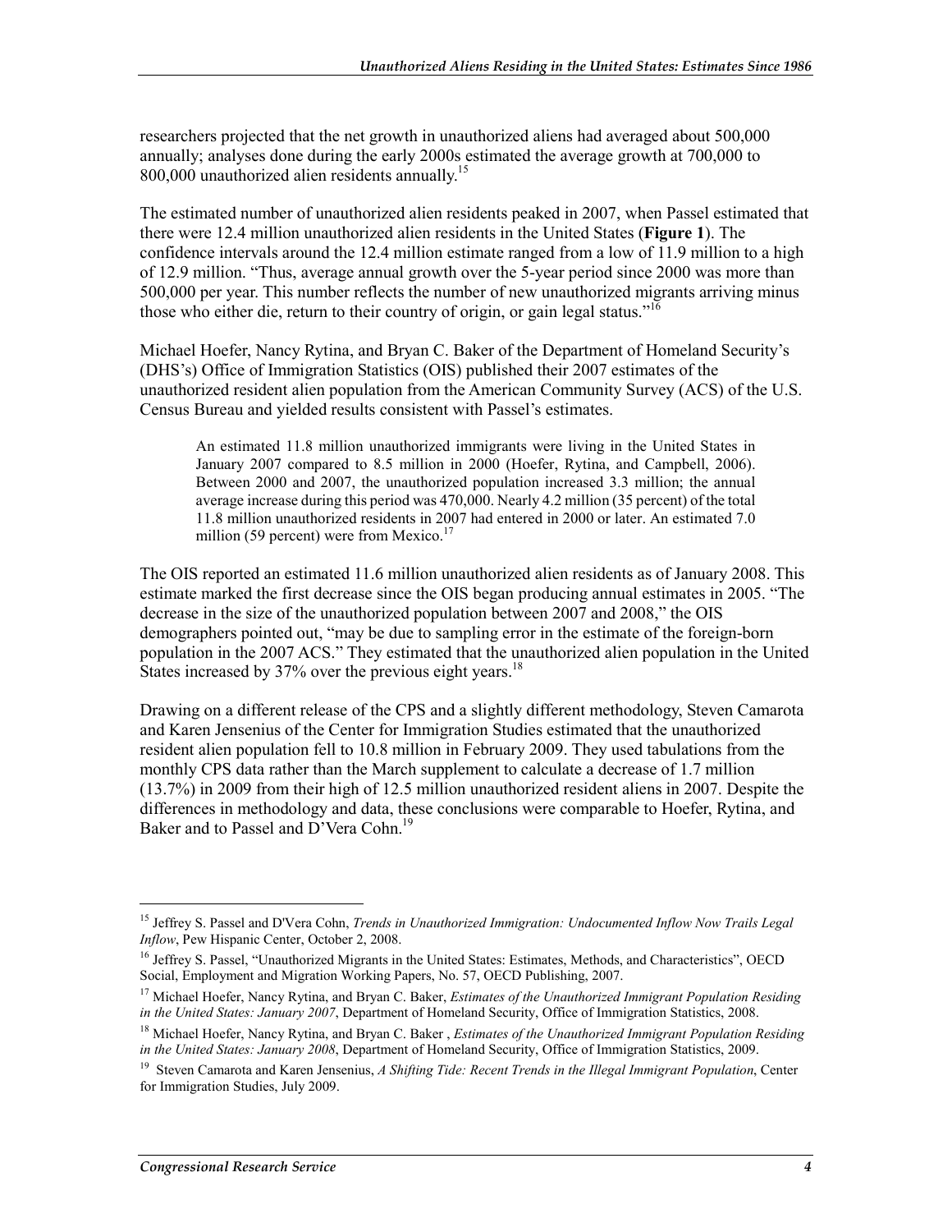researchers projected that the net growth in unauthorized aliens had averaged about 500,000 annually; analyses done during the early 2000s estimated the average growth at 700,000 to 800,000 unauthorized alien residents annually.[15]

The estimated number of unauthorized alien residents peaked in 2007, when Passel estimated that there were 12.4 million unauthorized alien residents in the United States (**Figure 1**). The confidence intervals around the 12.4 million estimate ranged from a low of 11.9 million to a high of 12.9 million. "Thus, average annual growth over the 5-year period since 2000 was more than 500,000 per year. This number reflects the number of new unauthorized migrants arriving minus those who either die, return to their country of origin, or gain legal status."[16]

Michael Hoefer, Nancy Rytina, and Bryan C. Baker of the Department of Homeland Security's (DHS's) Office of Immigration Statistics (OIS) published their 2007 estimates of the unauthorized resident alien population from the American Community Survey (ACS) of the U.S. Census Bureau and yielded results consistent with Passel's estimates.

> An estimated 11.8 million unauthorized immigrants were living in the United States in January 2007 compared to 8.5 million in 2000 (Hoefer, Rytina, and Campbell, 2006). Between 2000 and 2007, the unauthorized population increased 3.3 million; the annual average increase during this period was 470,000. Nearly 4.2 million (35 percent) of the total 11.8 million unauthorized residents in 2007 had entered in 2000 or later. An estimated 7.0 million (59 percent) were from Mexico.[17]

The OIS reported an estimated 11.6 million unauthorized alien residents as of January 2008. This estimate marked the first decrease since the OIS began producing annual estimates in 2005. "The decrease in the size of the unauthorized population between 2007 and 2008," the OIS demographers pointed out, "may be due to sampling error in the estimate of the foreign-born population in the 2007 ACS." They estimated that the unauthorized alien population in the United States increased by 37% over the previous eight years.[18]

Drawing on a different release of the CPS and a slightly different methodology, Steven Camarota and Karen Jensenius of the Center for Immigration Studies estimated that the unauthorized resident alien population fell to 10.8 million in February 2009. They used tabulations from the monthly CPS data rather than the March supplement to calculate a decrease of 1.7 million (13.7%) in 2009 from their high of 12.5 million unauthorized resident aliens in 2007. Despite the differences in methodology and data, these conclusions were comparable to Hoefer, Rytina, and Baker and to Passel and D'Vera Cohn.[19]

---

[15] Jeffrey S. Passel and D'Vera Cohn, *Trends in Unauthorized Immigration: Undocumented Inflow Now Trails Legal Inflow*, Pew Hispanic Center, October 2, 2008.

[16] Jeffrey S. Passel, "Unauthorized Migrants in the United States: Estimates, Methods, and Characteristics", OECD Social, Employment and Migration Working Papers, No. 57, OECD Publishing, 2007.

[17] Michael Hoefer, Nancy Rytina, and Bryan C. Baker, *Estimates of the Unauthorized Immigrant Population Residing in the United States: January 2007*, Department of Homeland Security, Office of Immigration Statistics, 2008.

[18] Michael Hoefer, Nancy Rytina, and Bryan C. Baker , *Estimates of the Unauthorized Immigrant Population Residing in the United States: January 2008*, Department of Homeland Security, Office of Immigration Statistics, 2009.

[19] Steven Camarota and Karen Jensenius, *A Shifting Tide: Recent Trends in the Illegal Immigrant Population*, Center for Immigration Studies, July 2009.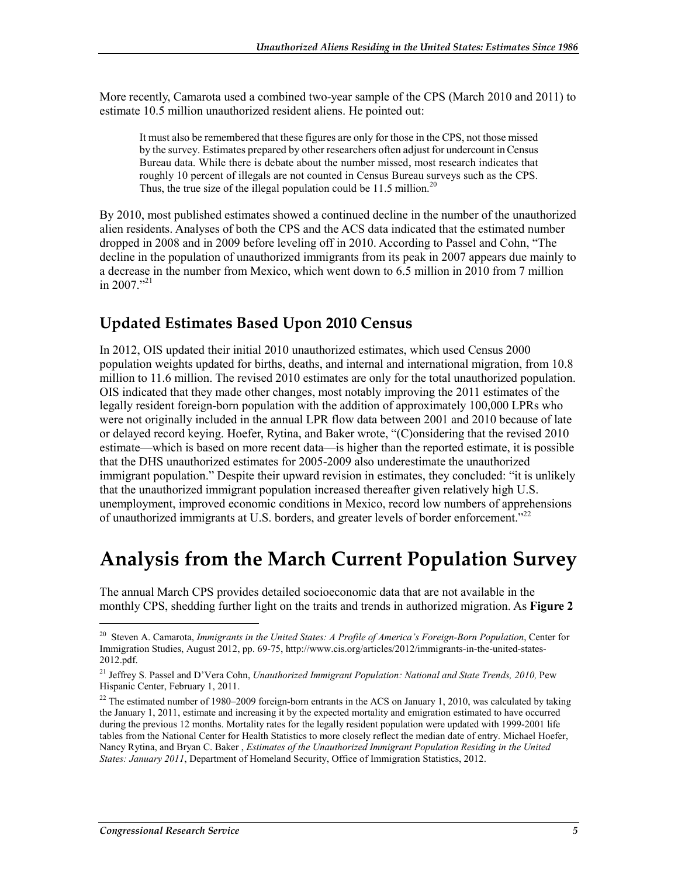More recently, Camarota used a combined two-year sample of the CPS (March 2010 and 2011) to estimate 10.5 million unauthorized resident aliens. He pointed out:

> It must also be remembered that these figures are only for those in the CPS, not those missed by the survey. Estimates prepared by other researchers often adjust for undercount in Census Bureau data. While there is debate about the number missed, most research indicates that roughly 10 percent of illegals are not counted in Census Bureau surveys such as the CPS. Thus, the true size of the illegal population could be 11.5 million.[20]

By 2010, most published estimates showed a continued decline in the number of the unauthorized alien residents. Analyses of both the CPS and the ACS data indicated that the estimated number dropped in 2008 and in 2009 before leveling off in 2010. According to Passel and Cohn, "The decline in the population of unauthorized immigrants from its peak in 2007 appears due mainly to a decrease in the number from Mexico, which went down to 6.5 million in 2010 from 7 million in 2007."[21]

## Updated Estimates Based Upon 2010 Census

In 2012, OIS updated their initial 2010 unauthorized estimates, which used Census 2000 population weights updated for births, deaths, and internal and international migration, from 10.8 million to 11.6 million. The revised 2010 estimates are only for the total unauthorized population. OIS indicated that they made other changes, most notably improving the 2011 estimates of the legally resident foreign-born population with the addition of approximately 100,000 LPRs who were not originally included in the annual LPR flow data between 2001 and 2010 because of late or delayed record keying. Hoefer, Rytina, and Baker wrote, "(C)onsidering that the revised 2010 estimate—which is based on more recent data—is higher than the reported estimate, it is possible that the DHS unauthorized estimates for 2005-2009 also underestimate the unauthorized immigrant population." Despite their upward revision in estimates, they concluded: "it is unlikely that the unauthorized immigrant population increased thereafter given relatively high U.S. unemployment, improved economic conditions in Mexico, record low numbers of apprehensions of unauthorized immigrants at U.S. borders, and greater levels of border enforcement."[22]

# Analysis from the March Current Population Survey

The annual March CPS provides detailed socioeconomic data that are not available in the monthly CPS, shedding further light on the traits and trends in authorized migration. As **Figure 2**

---

[20] Steven A. Camarota, *Immigrants in the United States: A Profile of America's Foreign-Born Population*, Center for Immigration Studies, August 2012, pp. 69-75, http://www.cis.org/articles/2012/immigrants-in-the-united-states-2012.pdf.

[21] Jeffrey S. Passel and D'Vera Cohn, *Unauthorized Immigrant Population: National and State Trends, 2010,* Pew Hispanic Center, February 1, 2011.

[22] The estimated number of 1980–2009 foreign-born entrants in the ACS on January 1, 2010, was calculated by taking the January 1, 2011, estimate and increasing it by the expected mortality and emigration estimated to have occurred during the previous 12 months. Mortality rates for the legally resident population were updated with 1999-2001 life tables from the National Center for Health Statistics to more closely reflect the median date of entry. Michael Hoefer, Nancy Rytina, and Bryan C. Baker , *Estimates of the Unauthorized Immigrant Population Residing in the United States: January 2011*, Department of Homeland Security, Office of Immigration Statistics, 2012.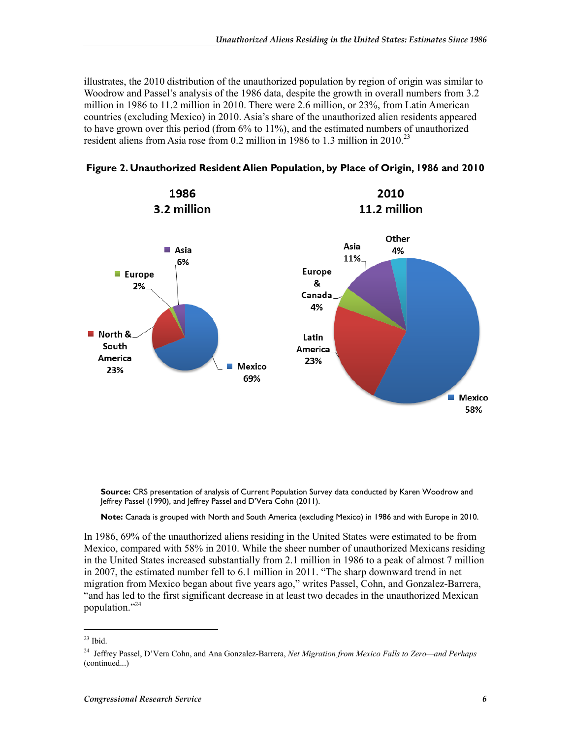illustrates, the 2010 distribution of the unauthorized population by region of origin was similar to Woodrow and Passel's analysis of the 1986 data, despite the growth in overall numbers from 3.2 million in 1986 to 11.2 million in 2010. There were 2.6 million, or 23%, from Latin American countries (excluding Mexico) in 2010. Asia's share of the unauthorized alien residents appeared to have grown over this period (from 6% to 11%), and the estimated numbers of unauthorized resident aliens from Asia rose from 0.2 million in 1986 to 1.3 million in 2010.[23]

**Figure 2. Unauthorized Resident Alien Population, by Place of Origin, 1986 and 2010**

**1986**
**3.2 million**

- Mexico 69%
- North & South America 23%
- Asia 6%
- Europe 2%

**2010**
**11.2 million**

- Mexico 58%
- Latin America 23%
- Asia 11%
- Europe & Canada 4%
- Other 4%

**Source:** CRS presentation of analysis of Current Population Survey data conducted by Karen Woodrow and Jeffrey Passel (1990), and Jeffrey Passel and D'Vera Cohn (2011).

**Note:** Canada is grouped with North and South America (excluding Mexico) in 1986 and with Europe in 2010.

In 1986, 69% of the unauthorized aliens residing in the United States were estimated to be from Mexico, compared with 58% in 2010. While the sheer number of unauthorized Mexicans residing in the United States increased substantially from 2.1 million in 1986 to a peak of almost 7 million in 2007, the estimated number fell to 6.1 million in 2011. "The sharp downward trend in net migration from Mexico began about five years ago," writes Passel, Cohn, and Gonzalez-Barrera, "and has led to the first significant decrease in at least two decades in the unauthorized Mexican population."[24]

---

[23] Ibid.

[24] Jeffrey Passel, D'Vera Cohn, and Ana Gonzalez-Barrera, *Net Migration from Mexico Falls to Zero—and Perhaps* (continued...)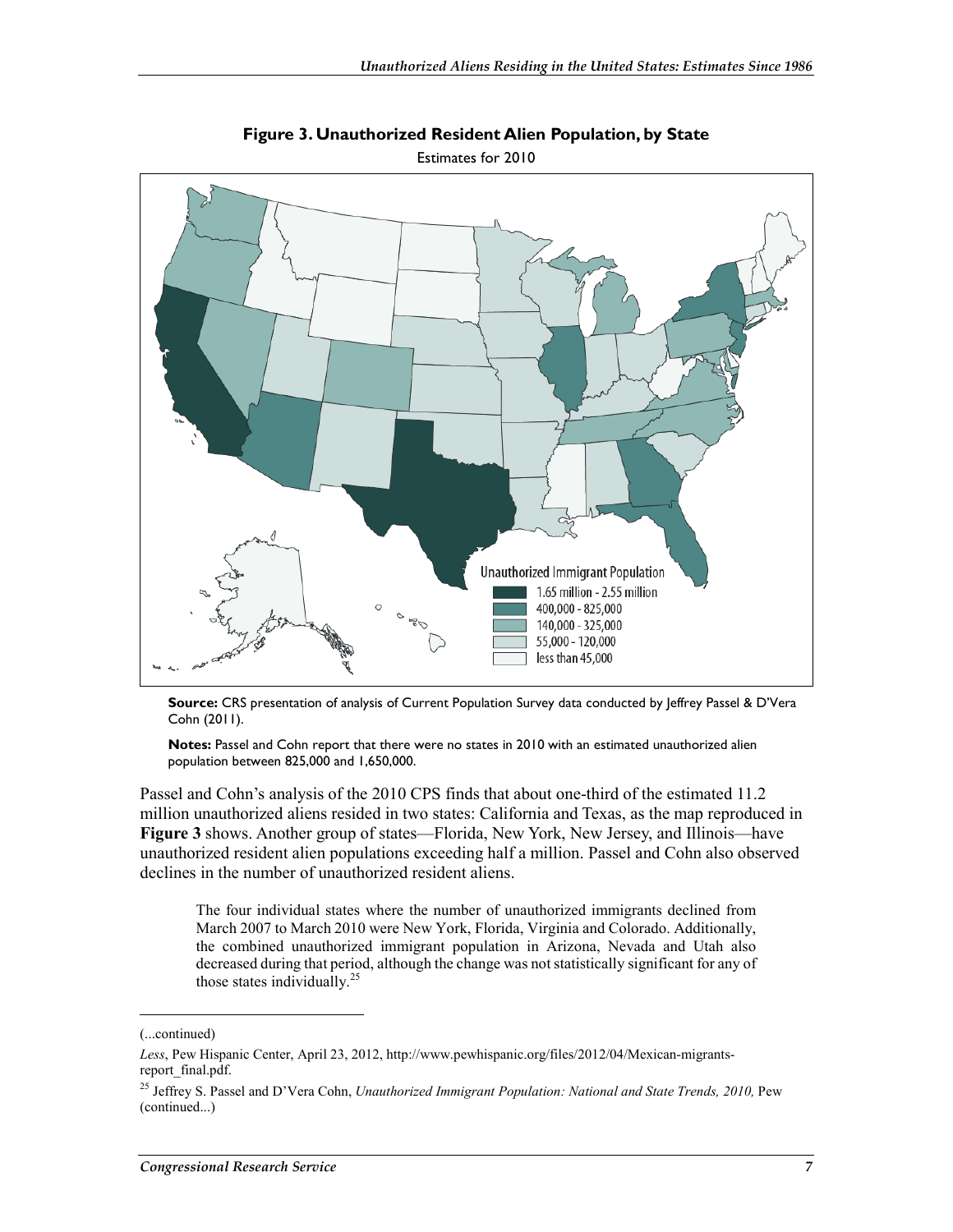**Figure 3. Unauthorized Resident Alien Population, by State**

Estimates for 2010

Unauthorized Immigrant Population

- 1.65 million - 2.55 million
- 400,000 - 825,000
- 140,000 - 325,000
- 55,000 - 120,000
- less than 45,000

**Source:** CRS presentation of analysis of Current Population Survey data conducted by Jeffrey Passel & D'Vera Cohn (2011).

**Notes:** Passel and Cohn report that there were no states in 2010 with an estimated unauthorized alien population between 825,000 and 1,650,000.

Passel and Cohn's analysis of the 2010 CPS finds that about one-third of the estimated 11.2 million unauthorized aliens resided in two states: California and Texas, as the map reproduced in **Figure 3** shows. Another group of states—Florida, New York, New Jersey, and Illinois—have unauthorized resident alien populations exceeding half a million. Passel and Cohn also observed declines in the number of unauthorized resident aliens.

> The four individual states where the number of unauthorized immigrants declined from March 2007 to March 2010 were New York, Florida, Virginia and Colorado. Additionally, the combined unauthorized immigrant population in Arizona, Nevada and Utah also decreased during that period, although the change was not statistically significant for any of those states individually.[25]

(...continued)

*Less*, Pew Hispanic Center, April 23, 2012, http://www.pewhispanic.org/files/2012/04/Mexican-migrants-report_final.pdf.

[25] Jeffrey S. Passel and D'Vera Cohn, *Unauthorized Immigrant Population: National and State Trends, 2010,* Pew (continued...)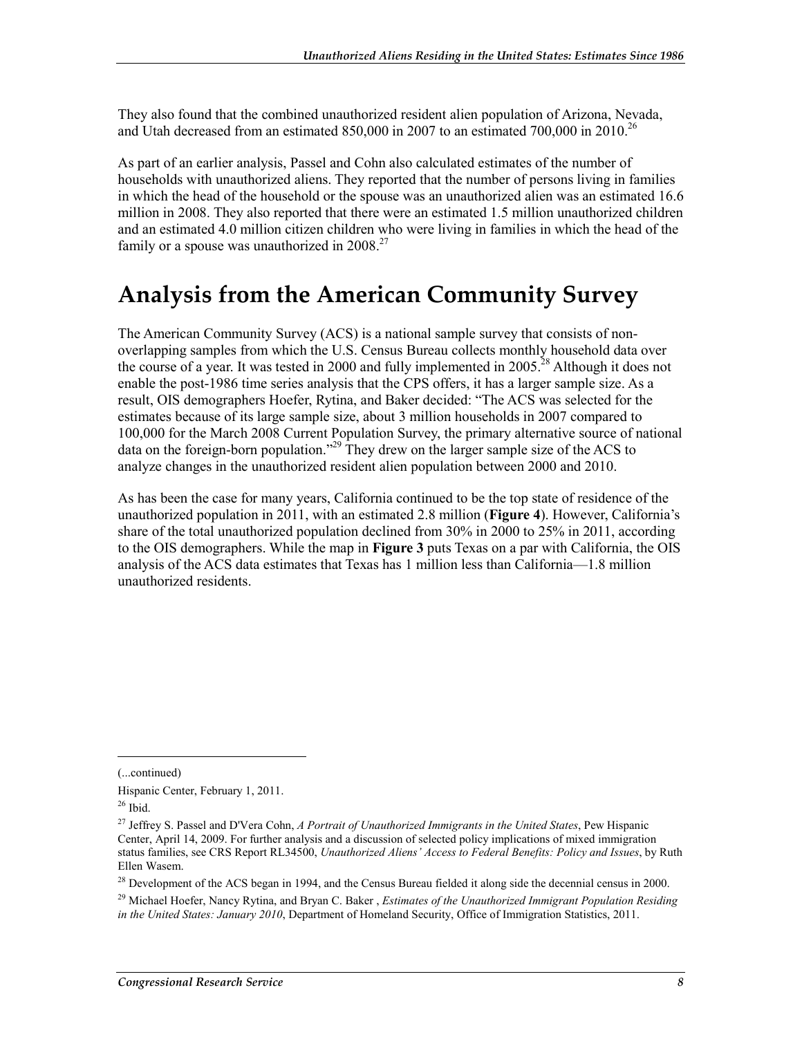They also found that the combined unauthorized resident alien population of Arizona, Nevada, and Utah decreased from an estimated 850,000 in 2007 to an estimated 700,000 in 2010.[26]

As part of an earlier analysis, Passel and Cohn also calculated estimates of the number of households with unauthorized aliens. They reported that the number of persons living in families in which the head of the household or the spouse was an unauthorized alien was an estimated 16.6 million in 2008. They also reported that there were an estimated 1.5 million unauthorized children and an estimated 4.0 million citizen children who were living in families in which the head of the family or a spouse was unauthorized in 2008.[27]

# Analysis from the American Community Survey

The American Community Survey (ACS) is a national sample survey that consists of non-overlapping samples from which the U.S. Census Bureau collects monthly household data over the course of a year. It was tested in 2000 and fully implemented in 2005.[28] Although it does not enable the post-1986 time series analysis that the CPS offers, it has a larger sample size. As a result, OIS demographers Hoefer, Rytina, and Baker decided: "The ACS was selected for the estimates because of its large sample size, about 3 million households in 2007 compared to 100,000 for the March 2008 Current Population Survey, the primary alternative source of national data on the foreign-born population."[29] They drew on the larger sample size of the ACS to analyze changes in the unauthorized resident alien population between 2000 and 2010.

As has been the case for many years, California continued to be the top state of residence of the unauthorized population in 2011, with an estimated 2.8 million (**Figure 4**). However, California's share of the total unauthorized population declined from 30% in 2000 to 25% in 2011, according to the OIS demographers. While the map in **Figure 3** puts Texas on a par with California, the OIS analysis of the ACS data estimates that Texas has 1 million less than California—1.8 million unauthorized residents.

---

(...continued)

Hispanic Center, February 1, 2011.

[26] Ibid.

[27] Jeffrey S. Passel and D'Vera Cohn, *A Portrait of Unauthorized Immigrants in the United States*, Pew Hispanic Center, April 14, 2009. For further analysis and a discussion of selected policy implications of mixed immigration status families, see CRS Report RL34500, *Unauthorized Aliens' Access to Federal Benefits: Policy and Issues*, by Ruth Ellen Wasem.

[28] Development of the ACS began in 1994, and the Census Bureau fielded it along side the decennial census in 2000.

[29] Michael Hoefer, Nancy Rytina, and Bryan C. Baker , *Estimates of the Unauthorized Immigrant Population Residing in the United States: January 2010*, Department of Homeland Security, Office of Immigration Statistics, 2011.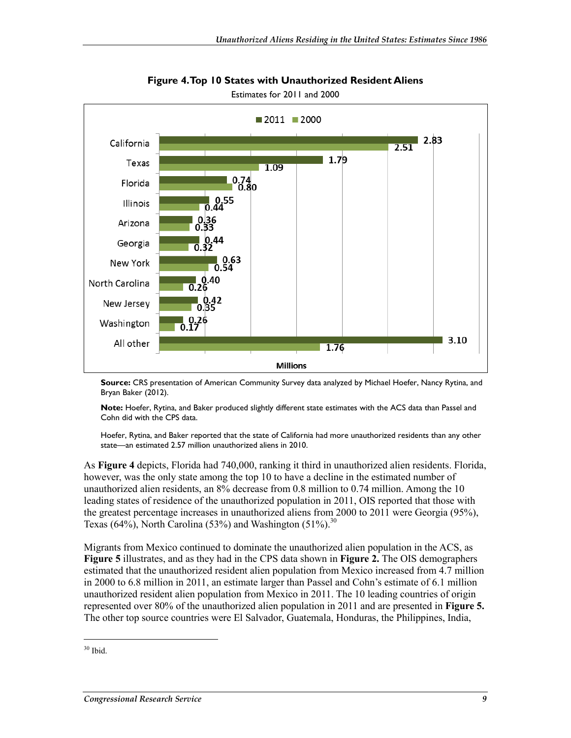**Figure 4. Top 10 States with Unauthorized Resident Aliens**

Estimates for 2011 and 2000

| State | 2011 | 2000 |
| --- | --- | --- |
| California | 2.83 | 2.51 |
| Texas | 1.79 | 1.09 |
| Florida | 0.74 | 0.80 |
| Illinois | 0.55 | 0.44 |
| Arizona | 0.36 | 0.33 |
| Georgia | 0.44 | 0.32 |
| New York | 0.63 | 0.54 |
| North Carolina | 0.40 | 0.26 |
| New Jersey | 0.42 | 0.35 |
| Washington | 0.26 | 0.17 |
| All other | 3.10 | 1.76 |

Millions

**Source:** CRS presentation of American Community Survey data analyzed by Michael Hoefer, Nancy Rytina, and Bryan Baker (2012).

**Note:** Hoefer, Rytina, and Baker produced slightly different state estimates with the ACS data than Passel and Cohn did with the CPS data.

Hoefer, Rytina, and Baker reported that the state of California had more unauthorized residents than any other state—an estimated 2.57 million unauthorized aliens in 2010.

As **Figure 4** depicts, Florida had 740,000, ranking it third in unauthorized alien residents. Florida, however, was the only state among the top 10 to have a decline in the estimated number of unauthorized alien residents, an 8% decrease from 0.8 million to 0.74 million. Among the 10 leading states of residence of the unauthorized population in 2011, OIS reported that those with the greatest percentage increases in unauthorized aliens from 2000 to 2011 were Georgia (95%), Texas (64%), North Carolina (53%) and Washington (51%).[30]

Migrants from Mexico continued to dominate the unauthorized alien population in the ACS, as **Figure 5** illustrates, and as they had in the CPS data shown in **Figure 2.** The OIS demographers estimated that the unauthorized resident alien population from Mexico increased from 4.7 million in 2000 to 6.8 million in 2011, an estimate larger than Passel and Cohn's estimate of 6.1 million unauthorized resident alien population from Mexico in 2011. The 10 leading countries of origin represented over 80% of the unauthorized alien population in 2011 and are presented in **Figure 5.** The other top source countries were El Salvador, Guatemala, Honduras, the Philippines, India,

---

[30] Ibid.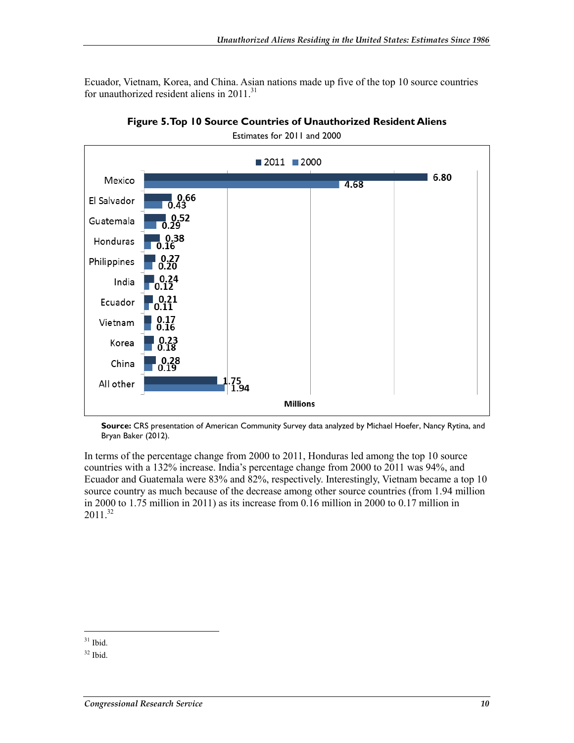Ecuador, Vietnam, Korea, and China. Asian nations made up five of the top 10 source countries for unauthorized resident aliens in 2011.[31]

**Figure 5. Top 10 Source Countries of Unauthorized Resident Aliens**

Estimates for 2011 and 2000

| Country | 2011 | 2000 |
| --- | --- | --- |
| Mexico | 6.80 | 4.68 |
| El Salvador | 0.66 | 0.43 |
| Guatemala | 0.52 | 0.29 |
| Honduras | 0.38 | 0.16 |
| Philippines | 0.27 | 0.20 |
| India | 0.24 | 0.12 |
| Ecuador | 0.21 | 0.11 |
| Vietnam | 0.17 | 0.16 |
| Korea | 0.23 | 0.18 |
| China | 0.28 | 0.19 |
| All other | 1.75 | 1.94 |

Millions

**Source:** CRS presentation of American Community Survey data analyzed by Michael Hoefer, Nancy Rytina, and Bryan Baker (2012).

In terms of the percentage change from 2000 to 2011, Honduras led among the top 10 source countries with a 132% increase. India's percentage change from 2000 to 2011 was 94%, and Ecuador and Guatemala were 83% and 82%, respectively. Interestingly, Vietnam became a top 10 source country as much because of the decrease among other source countries (from 1.94 million in 2000 to 1.75 million in 2011) as its increase from 0.16 million in 2000 to 0.17 million in 2011.[32]

---

[31] Ibid.

[32] Ibid.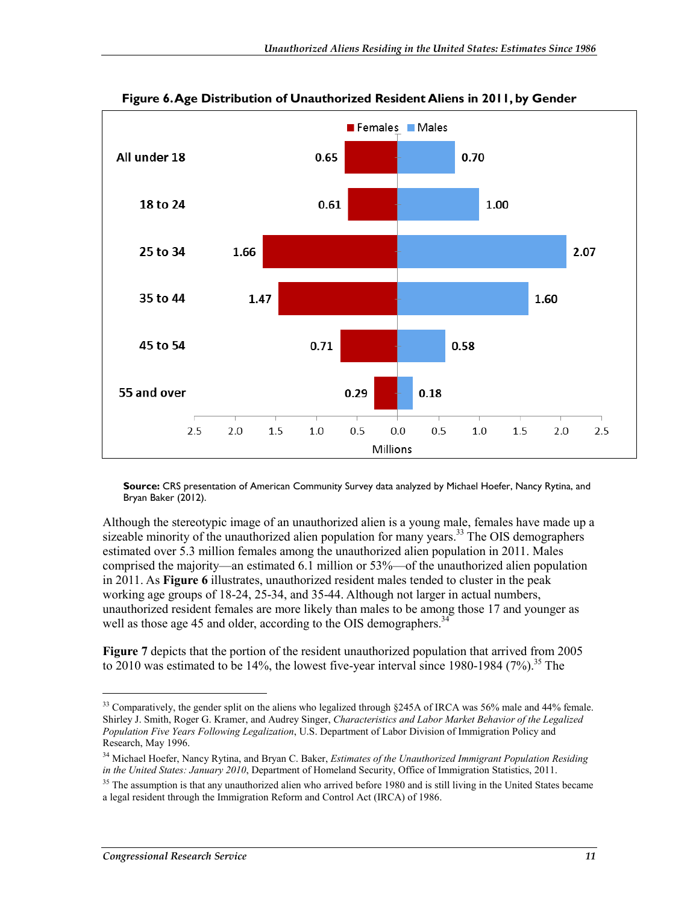**Figure 6. Age Distribution of Unauthorized Resident Aliens in 2011, by Gender**

| Age group | Females (millions) | Males (millions) |
|---|---|---|
| All under 18 | 0.65 | 0.70 |
| 18 to 24 | 0.61 | 1.00 |
| 25 to 34 | 1.66 | 2.07 |
| 35 to 44 | 1.47 | 1.60 |
| 45 to 54 | 0.71 | 0.58 |
| 55 and over | 0.29 | 0.18 |

**Source:** CRS presentation of American Community Survey data analyzed by Michael Hoefer, Nancy Rytina, and Bryan Baker (2012).

Although the stereotypic image of an unauthorized alien is a young male, females have made up a sizeable minority of the unauthorized alien population for many years.[33] The OIS demographers estimated over 5.3 million females among the unauthorized alien population in 2011. Males comprised the majority—an estimated 6.1 million or 53%—of the unauthorized alien population in 2011. As **Figure 6** illustrates, unauthorized resident males tended to cluster in the peak working age groups of 18-24, 25-34, and 35-44. Although not larger in actual numbers, unauthorized resident females are more likely than males to be among those 17 and younger as well as those age 45 and older, according to the OIS demographers.[34]

**Figure 7** depicts that the portion of the resident unauthorized population that arrived from 2005 to 2010 was estimated to be 14%, the lowest five-year interval since 1980-1984 (7%).[35] The

---

[33] Comparatively, the gender split on the aliens who legalized through §245A of IRCA was 56% male and 44% female. Shirley J. Smith, Roger G. Kramer, and Audrey Singer, *Characteristics and Labor Market Behavior of the Legalized Population Five Years Following Legalization*, U.S. Department of Labor Division of Immigration Policy and Research, May 1996.

[34] Michael Hoefer, Nancy Rytina, and Bryan C. Baker, *Estimates of the Unauthorized Immigrant Population Residing in the United States: January 2010*, Department of Homeland Security, Office of Immigration Statistics, 2011.

[35] The assumption is that any unauthorized alien who arrived before 1980 and is still living in the United States became a legal resident through the Immigration Reform and Control Act (IRCA) of 1986.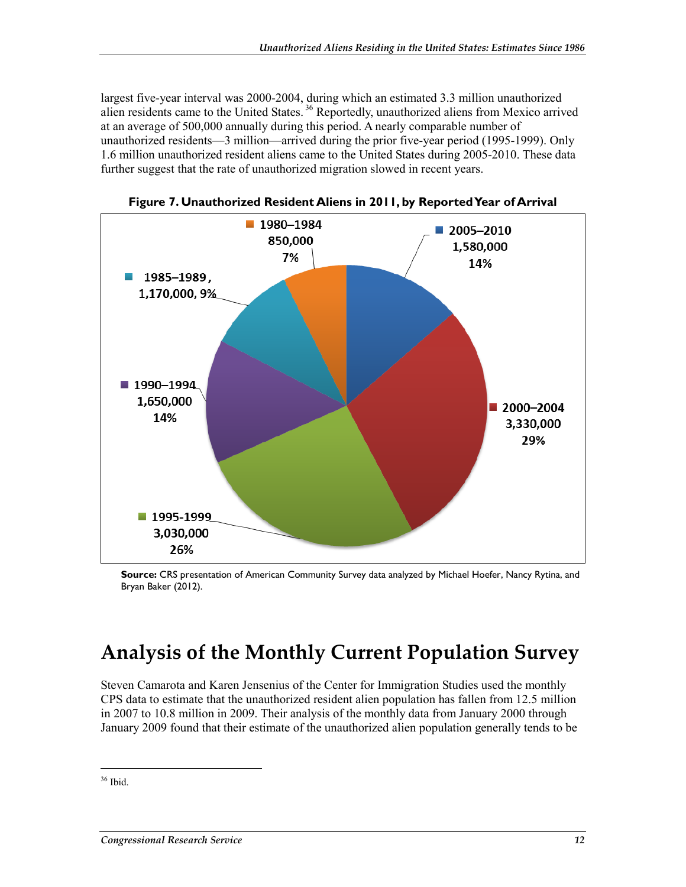largest five-year interval was 2000-2004, during which an estimated 3.3 million unauthorized alien residents came to the United States.[36] Reportedly, unauthorized aliens from Mexico arrived at an average of 500,000 annually during this period. A nearly comparable number of unauthorized residents—3 million—arrived during the prior five-year period (1995-1999). Only 1.6 million unauthorized resident aliens came to the United States during 2005-2010. These data further suggest that the rate of unauthorized migration slowed in recent years.

**Figure 7. Unauthorized Resident Aliens in 2011, by Reported Year of Arrival**

| Year of Arrival | Number | Percent |
| --- | --- | --- |
| 1980–1984 | 850,000 | 7% |
| 1985–1989 | 1,170,000 | 9% |
| 1990–1994 | 1,650,000 | 14% |
| 1995-1999 | 3,030,000 | 26% |
| 2000–2004 | 3,330,000 | 29% |
| 2005–2010 | 1,580,000 | 14% |

**Source:** CRS presentation of American Community Survey data analyzed by Michael Hoefer, Nancy Rytina, and Bryan Baker (2012).

# Analysis of the Monthly Current Population Survey

Steven Camarota and Karen Jensenius of the Center for Immigration Studies used the monthly CPS data to estimate that the unauthorized resident alien population has fallen from 12.5 million in 2007 to 10.8 million in 2009. Their analysis of the monthly data from January 2000 through January 2009 found that their estimate of the unauthorized alien population generally tends to be

---

[36] Ibid.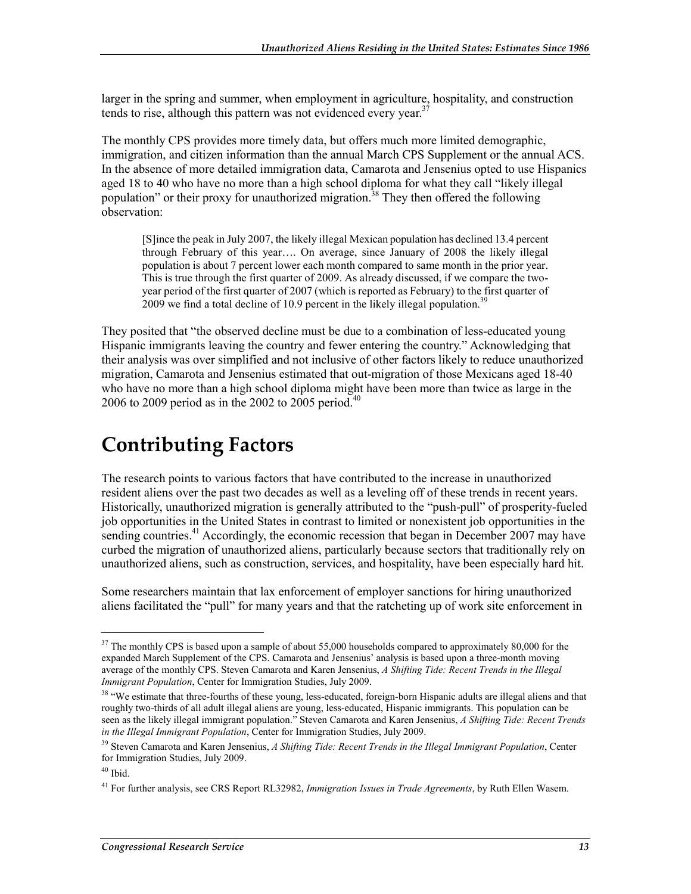larger in the spring and summer, when employment in agriculture, hospitality, and construction tends to rise, although this pattern was not evidenced every year.[37]

The monthly CPS provides more timely data, but offers much more limited demographic, immigration, and citizen information than the annual March CPS Supplement or the annual ACS. In the absence of more detailed immigration data, Camarota and Jensenius opted to use Hispanics aged 18 to 40 who have no more than a high school diploma for what they call "likely illegal population" or their proxy for unauthorized migration.[38] They then offered the following observation:

> [S]ince the peak in July 2007, the likely illegal Mexican population has declined 13.4 percent through February of this year…. On average, since January of 2008 the likely illegal population is about 7 percent lower each month compared to same month in the prior year. This is true through the first quarter of 2009. As already discussed, if we compare the two-year period of the first quarter of 2007 (which is reported as February) to the first quarter of 2009 we find a total decline of 10.9 percent in the likely illegal population.[39]

They posited that "the observed decline must be due to a combination of less-educated young Hispanic immigrants leaving the country and fewer entering the country." Acknowledging that their analysis was over simplified and not inclusive of other factors likely to reduce unauthorized migration, Camarota and Jensenius estimated that out-migration of those Mexicans aged 18-40 who have no more than a high school diploma might have been more than twice as large in the 2006 to 2009 period as in the 2002 to 2005 period.[40]

# Contributing Factors

The research points to various factors that have contributed to the increase in unauthorized resident aliens over the past two decades as well as a leveling off of these trends in recent years. Historically, unauthorized migration is generally attributed to the "push-pull" of prosperity-fueled job opportunities in the United States in contrast to limited or nonexistent job opportunities in the sending countries.[41] Accordingly, the economic recession that began in December 2007 may have curbed the migration of unauthorized aliens, particularly because sectors that traditionally rely on unauthorized aliens, such as construction, services, and hospitality, have been especially hard hit.

Some researchers maintain that lax enforcement of employer sanctions for hiring unauthorized aliens facilitated the "pull" for many years and that the ratcheting up of work site enforcement in

---

[37] The monthly CPS is based upon a sample of about 55,000 households compared to approximately 80,000 for the expanded March Supplement of the CPS. Camarota and Jensenius' analysis is based upon a three-month moving average of the monthly CPS. Steven Camarota and Karen Jensenius, *A Shifting Tide: Recent Trends in the Illegal Immigrant Population*, Center for Immigration Studies, July 2009.

[38] "We estimate that three-fourths of these young, less-educated, foreign-born Hispanic adults are illegal aliens and that roughly two-thirds of all adult illegal aliens are young, less-educated, Hispanic immigrants. This population can be seen as the likely illegal immigrant population." Steven Camarota and Karen Jensenius, *A Shifting Tide: Recent Trends in the Illegal Immigrant Population*, Center for Immigration Studies, July 2009.

[39] Steven Camarota and Karen Jensenius, *A Shifting Tide: Recent Trends in the Illegal Immigrant Population*, Center for Immigration Studies, July 2009.

[40] Ibid.

[41] For further analysis, see CRS Report RL32982, *Immigration Issues in Trade Agreements*, by Ruth Ellen Wasem.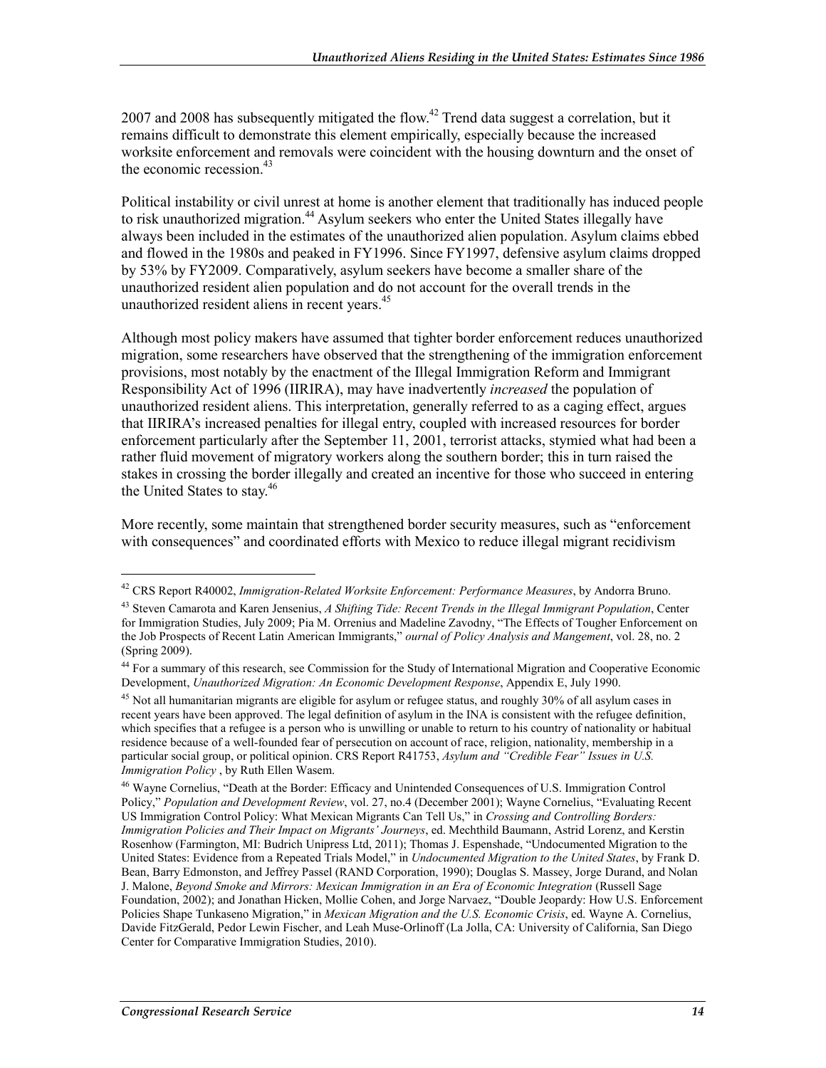2007 and 2008 has subsequently mitigated the flow.[42] Trend data suggest a correlation, but it remains difficult to demonstrate this element empirically, especially because the increased worksite enforcement and removals were coincident with the housing downturn and the onset of the economic recession.[43]

Political instability or civil unrest at home is another element that traditionally has induced people to risk unauthorized migration.[44] Asylum seekers who enter the United States illegally have always been included in the estimates of the unauthorized alien population. Asylum claims ebbed and flowed in the 1980s and peaked in FY1996. Since FY1997, defensive asylum claims dropped by 53% by FY2009. Comparatively, asylum seekers have become a smaller share of the unauthorized resident alien population and do not account for the overall trends in the unauthorized resident aliens in recent years.[45]

Although most policy makers have assumed that tighter border enforcement reduces unauthorized migration, some researchers have observed that the strengthening of the immigration enforcement provisions, most notably by the enactment of the Illegal Immigration Reform and Immigrant Responsibility Act of 1996 (IIRIRA), may have inadvertently *increased* the population of unauthorized resident aliens. This interpretation, generally referred to as a caging effect, argues that IIRIRA's increased penalties for illegal entry, coupled with increased resources for border enforcement particularly after the September 11, 2001, terrorist attacks, stymied what had been a rather fluid movement of migratory workers along the southern border; this in turn raised the stakes in crossing the border illegally and created an incentive for those who succeed in entering the United States to stay.[46]

More recently, some maintain that strengthened border security measures, such as "enforcement with consequences" and coordinated efforts with Mexico to reduce illegal migrant recidivism

---

[42] CRS Report R40002, *Immigration-Related Worksite Enforcement: Performance Measures*, by Andorra Bruno.

[43] Steven Camarota and Karen Jensenius, *A Shifting Tide: Recent Trends in the Illegal Immigrant Population*, Center for Immigration Studies, July 2009; Pia M. Orrenius and Madeline Zavodny, "The Effects of Tougher Enforcement on the Job Prospects of Recent Latin American Immigrants," *ournal of Policy Analysis and Mangement*, vol. 28, no. 2 (Spring 2009).

[44] For a summary of this research, see Commission for the Study of International Migration and Cooperative Economic Development, *Unauthorized Migration: An Economic Development Response*, Appendix E, July 1990.

[45] Not all humanitarian migrants are eligible for asylum or refugee status, and roughly 30% of all asylum cases in recent years have been approved. The legal definition of asylum in the INA is consistent with the refugee definition, which specifies that a refugee is a person who is unwilling or unable to return to his country of nationality or habitual residence because of a well-founded fear of persecution on account of race, religion, nationality, membership in a particular social group, or political opinion. CRS Report R41753, *Asylum and "Credible Fear" Issues in U.S. Immigration Policy* , by Ruth Ellen Wasem.

[46] Wayne Cornelius, "Death at the Border: Efficacy and Unintended Consequences of U.S. Immigration Control Policy," *Population and Development Review*, vol. 27, no.4 (December 2001); Wayne Cornelius, "Evaluating Recent US Immigration Control Policy: What Mexican Migrants Can Tell Us," in *Crossing and Controlling Borders: Immigration Policies and Their Impact on Migrants' Journeys*, ed. Mechthild Baumann, Astrid Lorenz, and Kerstin Rosenhow (Farmington, MI: Budrich Unipress Ltd, 2011); Thomas J. Espenshade, "Undocumented Migration to the United States: Evidence from a Repeated Trials Model," in *Undocumented Migration to the United States*, by Frank D. Bean, Barry Edmonston, and Jeffrey Passel (RAND Corporation, 1990); Douglas S. Massey, Jorge Durand, and Nolan J. Malone, *Beyond Smoke and Mirrors: Mexican Immigration in an Era of Economic Integration* (Russell Sage Foundation, 2002); and Jonathan Hicken, Mollie Cohen, and Jorge Narvaez, "Double Jeopardy: How U.S. Enforcement Policies Shape Tunkaseno Migration," in *Mexican Migration and the U.S. Economic Crisis*, ed. Wayne A. Cornelius, Davide FitzGerald, Pedor Lewin Fischer, and Leah Muse-Orlinoff (La Jolla, CA: University of California, San Diego Center for Comparative Immigration Studies, 2010).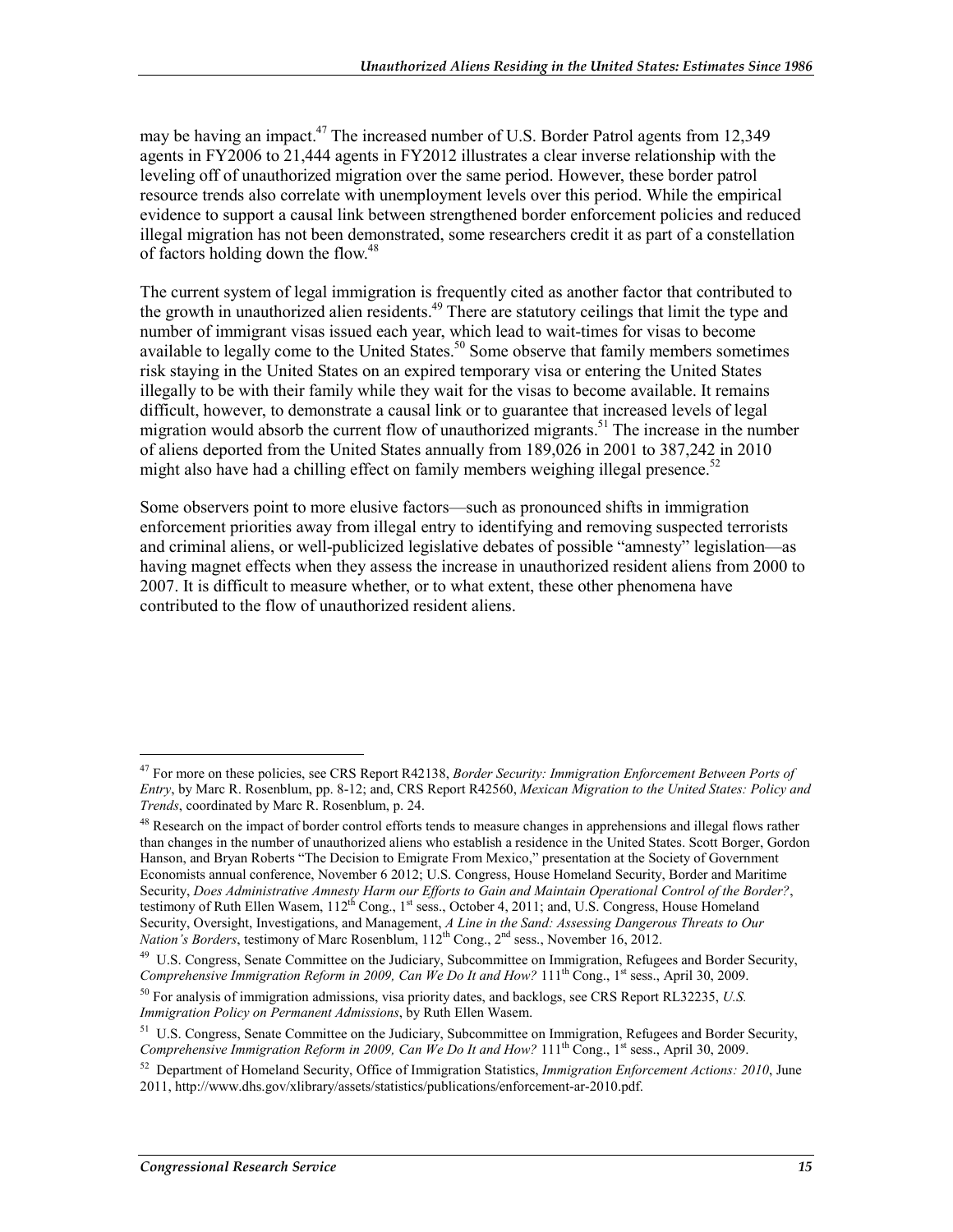may be having an impact.[47] The increased number of U.S. Border Patrol agents from 12,349 agents in FY2006 to 21,444 agents in FY2012 illustrates a clear inverse relationship with the leveling off of unauthorized migration over the same period. However, these border patrol resource trends also correlate with unemployment levels over this period. While the empirical evidence to support a causal link between strengthened border enforcement policies and reduced illegal migration has not been demonstrated, some researchers credit it as part of a constellation of factors holding down the flow.[48]

The current system of legal immigration is frequently cited as another factor that contributed to the growth in unauthorized alien residents.[49] There are statutory ceilings that limit the type and number of immigrant visas issued each year, which lead to wait-times for visas to become available to legally come to the United States.[50] Some observe that family members sometimes risk staying in the United States on an expired temporary visa or entering the United States illegally to be with their family while they wait for the visas to become available. It remains difficult, however, to demonstrate a causal link or to guarantee that increased levels of legal migration would absorb the current flow of unauthorized migrants.[51] The increase in the number of aliens deported from the United States annually from 189,026 in 2001 to 387,242 in 2010 might also have had a chilling effect on family members weighing illegal presence.[52]

Some observers point to more elusive factors—such as pronounced shifts in immigration enforcement priorities away from illegal entry to identifying and removing suspected terrorists and criminal aliens, or well-publicized legislative debates of possible "amnesty" legislation—as having magnet effects when they assess the increase in unauthorized resident aliens from 2000 to 2007. It is difficult to measure whether, or to what extent, these other phenomena have contributed to the flow of unauthorized resident aliens.

---

[47] For more on these policies, see CRS Report R42138, *Border Security: Immigration Enforcement Between Ports of Entry*, by Marc R. Rosenblum, pp. 8-12; and, CRS Report R42560, *Mexican Migration to the United States: Policy and Trends*, coordinated by Marc R. Rosenblum, p. 24.

[48] Research on the impact of border control efforts tends to measure changes in apprehensions and illegal flows rather than changes in the number of unauthorized aliens who establish a residence in the United States. Scott Borger, Gordon Hanson, and Bryan Roberts "The Decision to Emigrate From Mexico," presentation at the Society of Government Economists annual conference, November 6 2012; U.S. Congress, House Homeland Security, Border and Maritime Security, *Does Administrative Amnesty Harm our Efforts to Gain and Maintain Operational Control of the Border?*, testimony of Ruth Ellen Wasem, 112th Cong., 1st sess., October 4, 2011; and, U.S. Congress, House Homeland Security, Oversight, Investigations, and Management, *A Line in the Sand: Assessing Dangerous Threats to Our Nation's Borders*, testimony of Marc Rosenblum, 112th Cong., 2nd sess., November 16, 2012.

[49] U.S. Congress, Senate Committee on the Judiciary, Subcommittee on Immigration, Refugees and Border Security, *Comprehensive Immigration Reform in 2009, Can We Do It and How?* 111th Cong., 1st sess., April 30, 2009.

[50] For analysis of immigration admissions, visa priority dates, and backlogs, see CRS Report RL32235, *U.S. Immigration Policy on Permanent Admissions*, by Ruth Ellen Wasem.

[51] U.S. Congress, Senate Committee on the Judiciary, Subcommittee on Immigration, Refugees and Border Security, *Comprehensive Immigration Reform in 2009, Can We Do It and How?* 111th Cong., 1st sess., April 30, 2009.

[52] Department of Homeland Security, Office of Immigration Statistics, *Immigration Enforcement Actions: 2010*, June 2011, http://www.dhs.gov/xlibrary/assets/statistics/publications/enforcement-ar-2010.pdf.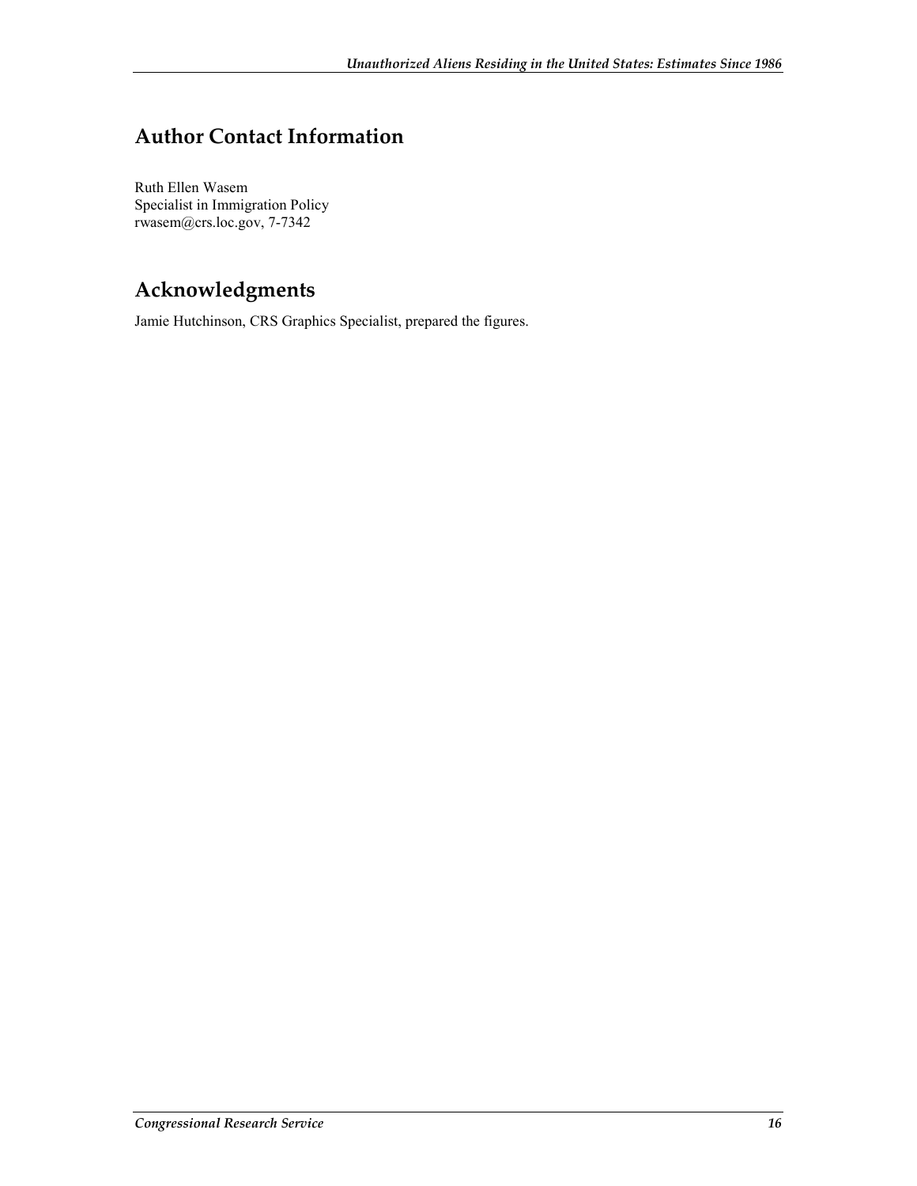## Author Contact Information

Ruth Ellen Wasem
Specialist in Immigration Policy
rwasem@crs.loc.gov, 7-7342

## Acknowledgments

Jamie Hutchinson, CRS Graphics Specialist, prepared the figures.